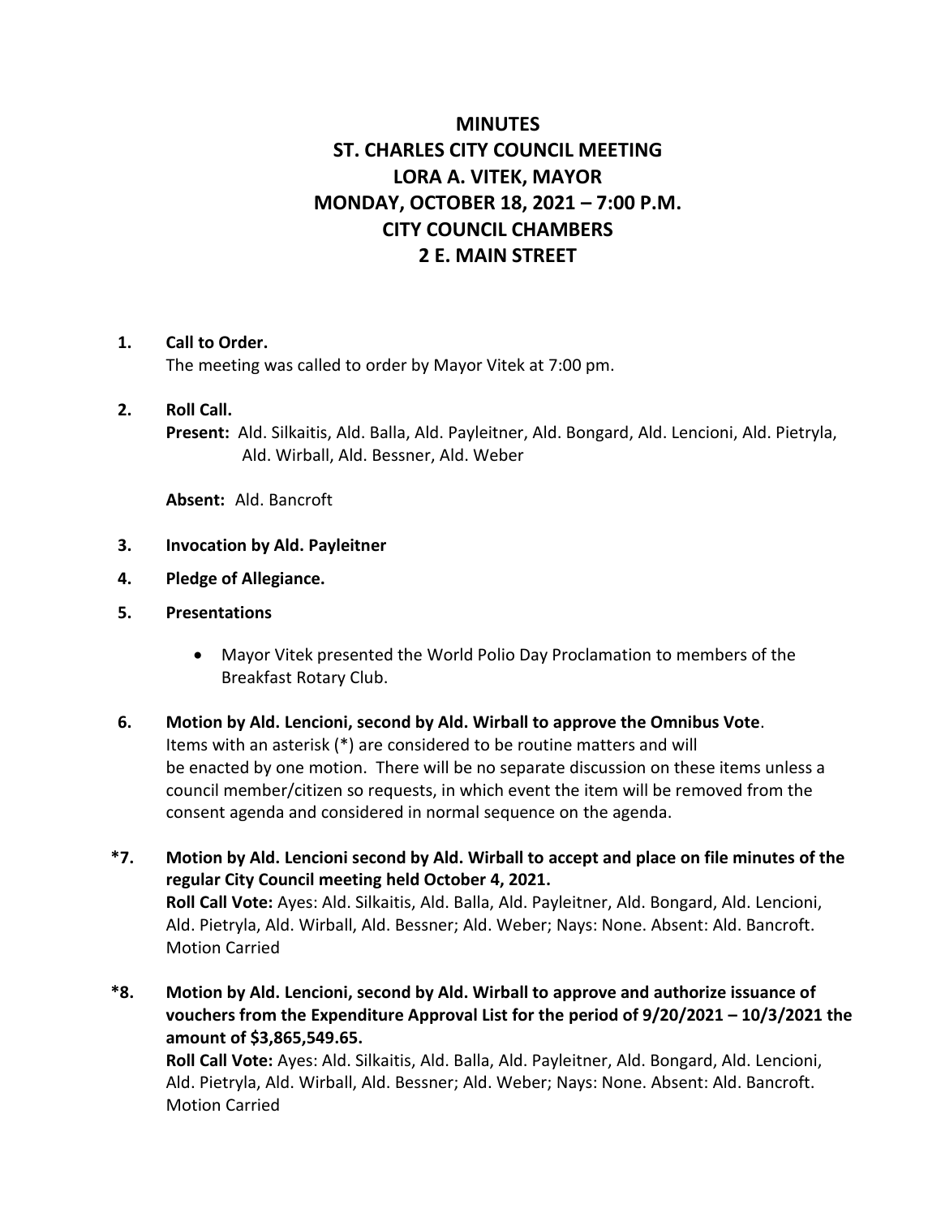# MINUTES
# ST. CHARLES CITY COUNCIL MEETING
# LORA A. VITEK, MAYOR
# MONDAY, OCTOBER 18, 2021 – 7:00 P.M.
# CITY COUNCIL CHAMBERS
# 2 E. MAIN STREET

**1. Call to Order.**
The meeting was called to order by Mayor Vitek at 7:00 pm.

**2. Roll Call.**
**Present:** Ald. Silkaitis, Ald. Balla, Ald. Payleitner, Ald. Bongard, Ald. Lencioni, Ald. Pietryla, Ald. Wirball, Ald. Bessner, Ald. Weber

**Absent:** Ald. Bancroft

**3. Invocation by Ald. Payleitner**

**4. Pledge of Allegiance.**

**5. Presentations**

- Mayor Vitek presented the World Polio Day Proclamation to members of the Breakfast Rotary Club.

**6. Motion by Ald. Lencioni, second by Ald. Wirball to approve the Omnibus Vote**.
Items with an asterisk (*) are considered to be routine matters and will be enacted by one motion. There will be no separate discussion on these items unless a council member/citizen so requests, in which event the item will be removed from the consent agenda and considered in normal sequence on the agenda.

**\*7. Motion by Ald. Lencioni second by Ald. Wirball to accept and place on file minutes of the regular City Council meeting held October 4, 2021.**
**Roll Call Vote:** Ayes: Ald. Silkaitis, Ald. Balla, Ald. Payleitner, Ald. Bongard, Ald. Lencioni, Ald. Pietryla, Ald. Wirball, Ald. Bessner; Ald. Weber; Nays: None. Absent: Ald. Bancroft. Motion Carried

**\*8. Motion by Ald. Lencioni, second by Ald. Wirball to approve and authorize issuance of vouchers from the Expenditure Approval List for the period of 9/20/2021 – 10/3/2021 the amount of $3,865,549.65.**
**Roll Call Vote:** Ayes: Ald. Silkaitis, Ald. Balla, Ald. Payleitner, Ald. Bongard, Ald. Lencioni, Ald. Pietryla, Ald. Wirball, Ald. Bessner; Ald. Weber; Nays: None. Absent: Ald. Bancroft. Motion Carried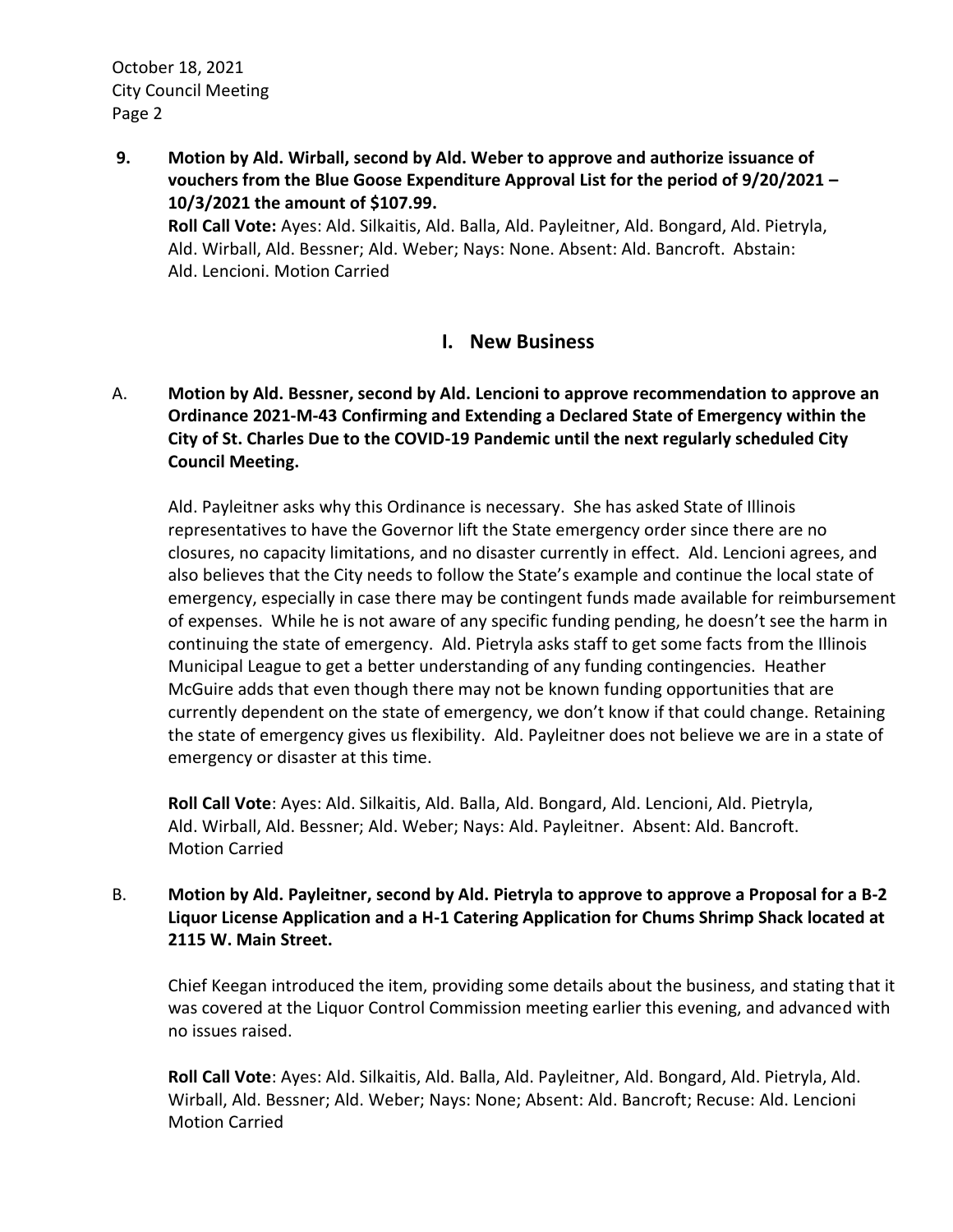**9. Motion by Ald. Wirball, second by Ald. Weber to approve and authorize issuance of vouchers from the Blue Goose Expenditure Approval List for the period of 9/20/2021 – 10/3/2021 the amount of $107.99.**

**Roll Call Vote:** Ayes: Ald. Silkaitis, Ald. Balla, Ald. Payleitner, Ald. Bongard, Ald. Pietryla, Ald. Wirball, Ald. Bessner; Ald. Weber; Nays: None. Absent: Ald. Bancroft. Abstain: Ald. Lencioni. Motion Carried

## I. New Business

A. **Motion by Ald. Bessner, second by Ald. Lencioni to approve recommendation to approve an Ordinance 2021-M-43 Confirming and Extending a Declared State of Emergency within the City of St. Charles Due to the COVID-19 Pandemic until the next regularly scheduled City Council Meeting.**

Ald. Payleitner asks why this Ordinance is necessary. She has asked State of Illinois representatives to have the Governor lift the State emergency order since there are no closures, no capacity limitations, and no disaster currently in effect. Ald. Lencioni agrees, and also believes that the City needs to follow the State's example and continue the local state of emergency, especially in case there may be contingent funds made available for reimbursement of expenses. While he is not aware of any specific funding pending, he doesn't see the harm in continuing the state of emergency. Ald. Pietryla asks staff to get some facts from the Illinois Municipal League to get a better understanding of any funding contingencies. Heather McGuire adds that even though there may not be known funding opportunities that are currently dependent on the state of emergency, we don't know if that could change. Retaining the state of emergency gives us flexibility. Ald. Payleitner does not believe we are in a state of emergency or disaster at this time.

**Roll Call Vote**: Ayes: Ald. Silkaitis, Ald. Balla, Ald. Bongard, Ald. Lencioni, Ald. Pietryla, Ald. Wirball, Ald. Bessner; Ald. Weber; Nays: Ald. Payleitner. Absent: Ald. Bancroft. Motion Carried

B. **Motion by Ald. Payleitner, second by Ald. Pietryla to approve to approve a Proposal for a B-2 Liquor License Application and a H-1 Catering Application for Chums Shrimp Shack located at 2115 W. Main Street.**

Chief Keegan introduced the item, providing some details about the business, and stating that it was covered at the Liquor Control Commission meeting earlier this evening, and advanced with no issues raised.

**Roll Call Vote**: Ayes: Ald. Silkaitis, Ald. Balla, Ald. Payleitner, Ald. Bongard, Ald. Pietryla, Ald. Wirball, Ald. Bessner; Ald. Weber; Nays: None; Absent: Ald. Bancroft; Recuse: Ald. Lencioni Motion Carried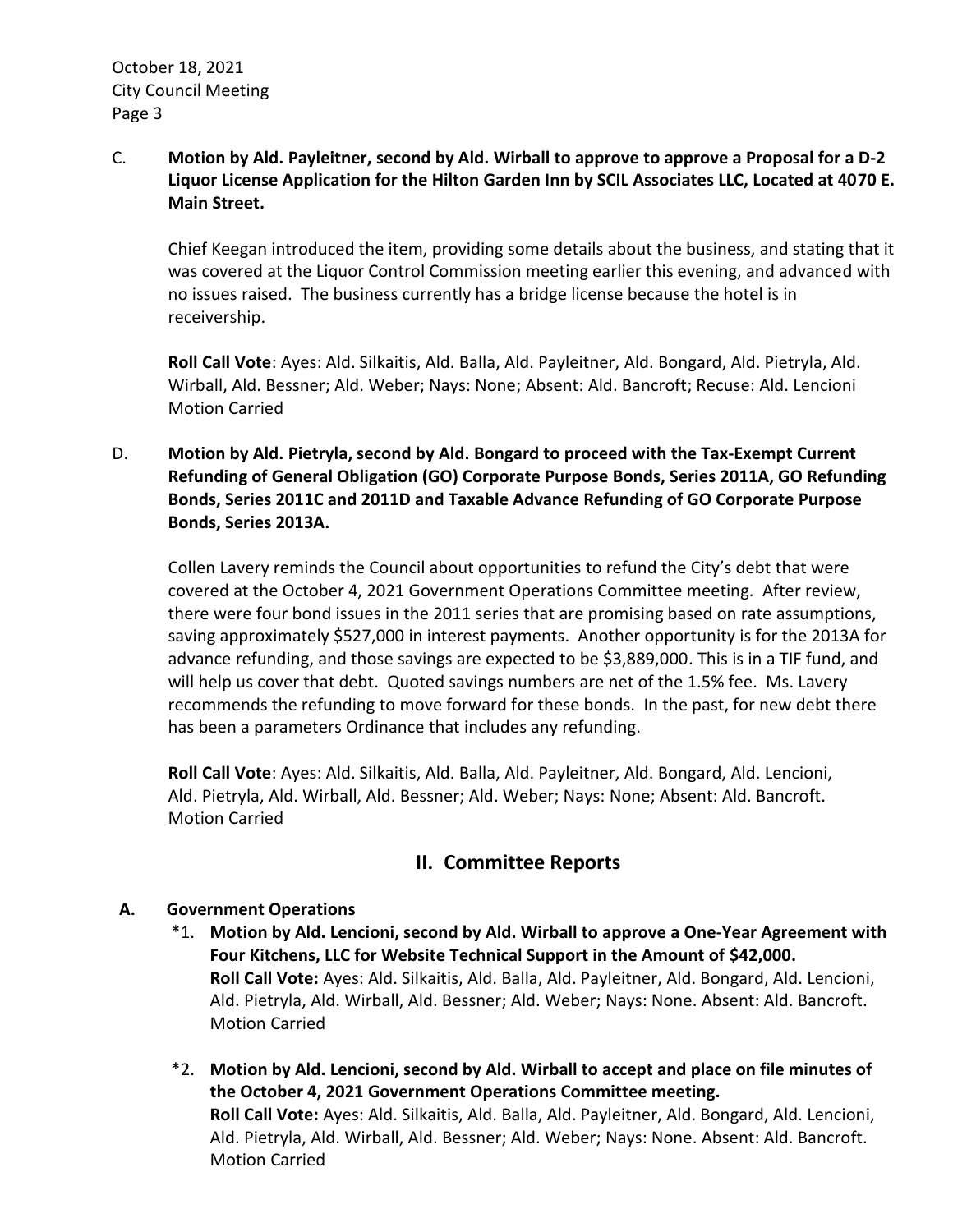C. **Motion by Ald. Payleitner, second by Ald. Wirball to approve to approve a Proposal for a D-2 Liquor License Application for the Hilton Garden Inn by SCIL Associates LLC, Located at 4070 E. Main Street.**

Chief Keegan introduced the item, providing some details about the business, and stating that it was covered at the Liquor Control Commission meeting earlier this evening, and advanced with no issues raised. The business currently has a bridge license because the hotel is in receivership.

**Roll Call Vote**: Ayes: Ald. Silkaitis, Ald. Balla, Ald. Payleitner, Ald. Bongard, Ald. Pietryla, Ald. Wirball, Ald. Bessner; Ald. Weber; Nays: None; Absent: Ald. Bancroft; Recuse: Ald. Lencioni
Motion Carried

D. **Motion by Ald. Pietryla, second by Ald. Bongard to proceed with the Tax-Exempt Current Refunding of General Obligation (GO) Corporate Purpose Bonds, Series 2011A, GO Refunding Bonds, Series 2011C and 2011D and Taxable Advance Refunding of GO Corporate Purpose Bonds, Series 2013A.**

Collen Lavery reminds the Council about opportunities to refund the City's debt that were covered at the October 4, 2021 Government Operations Committee meeting. After review, there were four bond issues in the 2011 series that are promising based on rate assumptions, saving approximately $527,000 in interest payments. Another opportunity is for the 2013A for advance refunding, and those savings are expected to be $3,889,000. This is in a TIF fund, and will help us cover that debt. Quoted savings numbers are net of the 1.5% fee. Ms. Lavery recommends the refunding to move forward for these bonds. In the past, for new debt there has been a parameters Ordinance that includes any refunding.

**Roll Call Vote**: Ayes: Ald. Silkaitis, Ald. Balla, Ald. Payleitner, Ald. Bongard, Ald. Lencioni, Ald. Pietryla, Ald. Wirball, Ald. Bessner; Ald. Weber; Nays: None; Absent: Ald. Bancroft.
Motion Carried

## II. Committee Reports

**A. Government Operations**

*1. **Motion by Ald. Lencioni, second by Ald. Wirball to approve a One-Year Agreement with Four Kitchens, LLC for Website Technical Support in the Amount of $42,000.**
**Roll Call Vote:** Ayes: Ald. Silkaitis, Ald. Balla, Ald. Payleitner, Ald. Bongard, Ald. Lencioni, Ald. Pietryla, Ald. Wirball, Ald. Bessner; Ald. Weber; Nays: None. Absent: Ald. Bancroft.
Motion Carried

*2. **Motion by Ald. Lencioni, second by Ald. Wirball to accept and place on file minutes of the October 4, 2021 Government Operations Committee meeting.**
**Roll Call Vote:** Ayes: Ald. Silkaitis, Ald. Balla, Ald. Payleitner, Ald. Bongard, Ald. Lencioni, Ald. Pietryla, Ald. Wirball, Ald. Bessner; Ald. Weber; Nays: None. Absent: Ald. Bancroft.
Motion Carried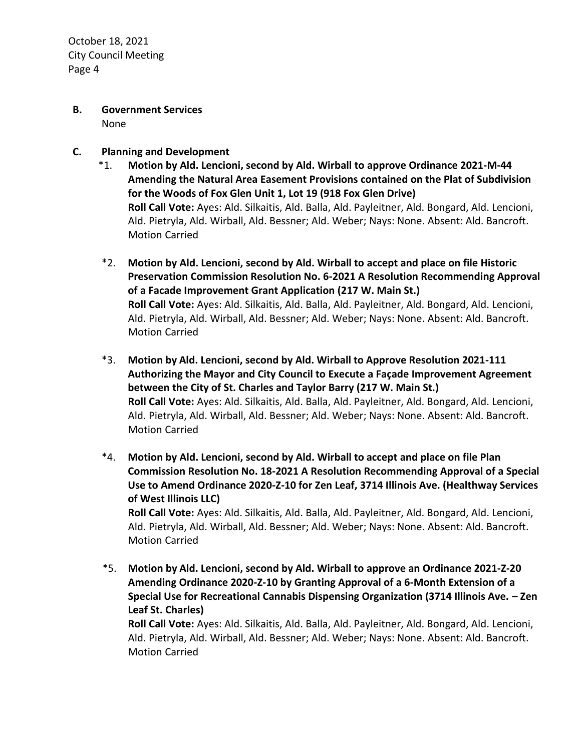**B. Government Services**

None

**C. Planning and Development**

*1. **Motion by Ald. Lencioni, second by Ald. Wirball to approve Ordinance 2021-M-44 Amending the Natural Area Easement Provisions contained on the Plat of Subdivision for the Woods of Fox Glen Unit 1, Lot 19 (918 Fox Glen Drive)**
**Roll Call Vote:** Ayes: Ald. Silkaitis, Ald. Balla, Ald. Payleitner, Ald. Bongard, Ald. Lencioni, Ald. Pietryla, Ald. Wirball, Ald. Bessner; Ald. Weber; Nays: None. Absent: Ald. Bancroft. Motion Carried

*2. **Motion by Ald. Lencioni, second by Ald. Wirball to accept and place on file Historic Preservation Commission Resolution No. 6-2021 A Resolution Recommending Approval of a Facade Improvement Grant Application (217 W. Main St.)**
**Roll Call Vote:** Ayes: Ald. Silkaitis, Ald. Balla, Ald. Payleitner, Ald. Bongard, Ald. Lencioni, Ald. Pietryla, Ald. Wirball, Ald. Bessner; Ald. Weber; Nays: None. Absent: Ald. Bancroft. Motion Carried

*3. **Motion by Ald. Lencioni, second by Ald. Wirball to Approve Resolution 2021-111 Authorizing the Mayor and City Council to Execute a Façade Improvement Agreement between the City of St. Charles and Taylor Barry (217 W. Main St.)**
**Roll Call Vote:** Ayes: Ald. Silkaitis, Ald. Balla, Ald. Payleitner, Ald. Bongard, Ald. Lencioni, Ald. Pietryla, Ald. Wirball, Ald. Bessner; Ald. Weber; Nays: None. Absent: Ald. Bancroft. Motion Carried

*4. **Motion by Ald. Lencioni, second by Ald. Wirball to accept and place on file Plan Commission Resolution No. 18-2021 A Resolution Recommending Approval of a Special Use to Amend Ordinance 2020-Z-10 for Zen Leaf, 3714 Illinois Ave. (Healthway Services of West Illinois LLC)**
**Roll Call Vote:** Ayes: Ald. Silkaitis, Ald. Balla, Ald. Payleitner, Ald. Bongard, Ald. Lencioni, Ald. Pietryla, Ald. Wirball, Ald. Bessner; Ald. Weber; Nays: None. Absent: Ald. Bancroft. Motion Carried

*5. **Motion by Ald. Lencioni, second by Ald. Wirball to approve an Ordinance 2021-Z-20 Amending Ordinance 2020-Z-10 by Granting Approval of a 6-Month Extension of a Special Use for Recreational Cannabis Dispensing Organization (3714 Illinois Ave. – Zen Leaf St. Charles)**
**Roll Call Vote:** Ayes: Ald. Silkaitis, Ald. Balla, Ald. Payleitner, Ald. Bongard, Ald. Lencioni, Ald. Pietryla, Ald. Wirball, Ald. Bessner; Ald. Weber; Nays: None. Absent: Ald. Bancroft. Motion Carried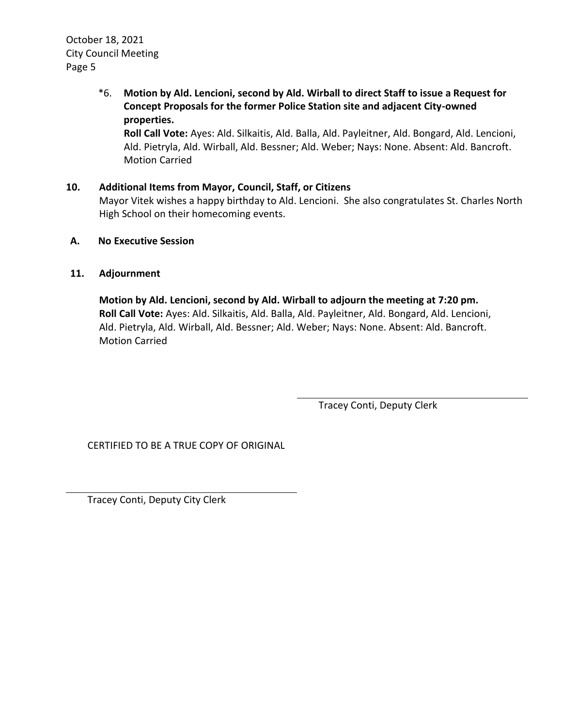*6. **Motion by Ald. Lencioni, second by Ald. Wirball to direct Staff to issue a Request for Concept Proposals for the former Police Station site and adjacent City-owned properties.**
**Roll Call Vote:** Ayes: Ald. Silkaitis, Ald. Balla, Ald. Payleitner, Ald. Bongard, Ald. Lencioni, Ald. Pietryla, Ald. Wirball, Ald. Bessner; Ald. Weber; Nays: None. Absent: Ald. Bancroft. Motion Carried

**10. Additional Items from Mayor, Council, Staff, or Citizens**

Mayor Vitek wishes a happy birthday to Ald. Lencioni. She also congratulates St. Charles North High School on their homecoming events.

**A. No Executive Session**

**11. Adjournment**

**Motion by Ald. Lencioni, second by Ald. Wirball to adjourn the meeting at 7:20 pm.**
**Roll Call Vote:** Ayes: Ald. Silkaitis, Ald. Balla, Ald. Payleitner, Ald. Bongard, Ald. Lencioni, Ald. Pietryla, Ald. Wirball, Ald. Bessner; Ald. Weber; Nays: None. Absent: Ald. Bancroft. Motion Carried

Tracey Conti, Deputy Clerk

CERTIFIED TO BE A TRUE COPY OF ORIGINAL

Tracey Conti, Deputy City Clerk